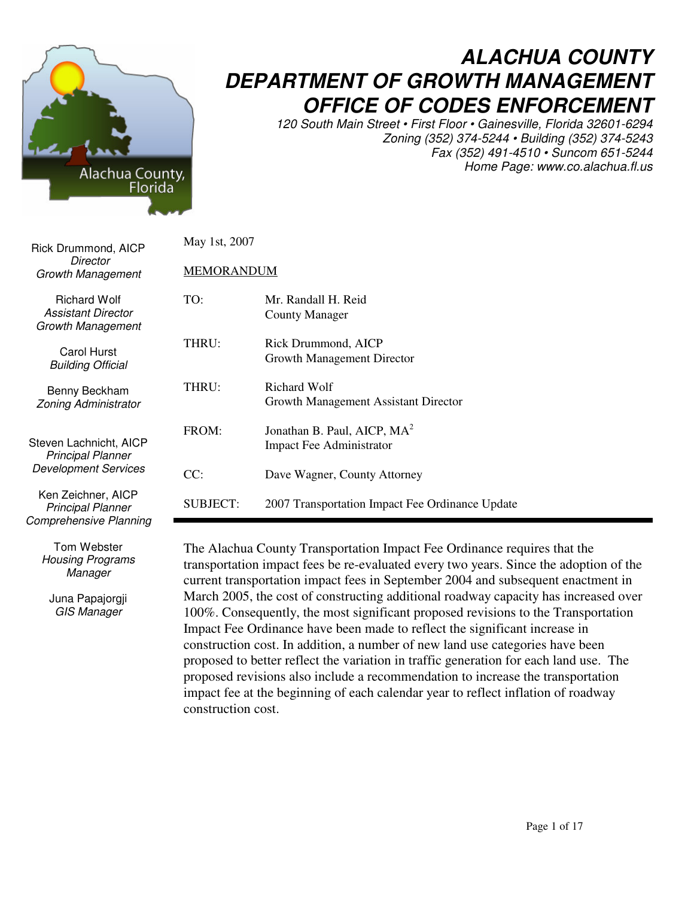# ALACHUA COUNTY
# DEPARTMENT OF GROWTH MANAGEMENT
# OFFICE OF CODES ENFORCEMENT

*120 South Main Street • First Floor • Gainesville, Florida 32601-6294*
*Zoning (352) 374-5244 • Building (352) 374-5243*
*Fax (352) 491-4510 • Suncom 651-5244*
*Home Page: www.co.alachua.fl.us*

Rick Drummond, AICP
*Director*
*Growth Management*

Richard Wolf
*Assistant Director*
*Growth Management*

Carol Hurst
*Building Official*

Benny Beckham
*Zoning Administrator*

Steven Lachnicht, AICP
*Principal Planner*
*Development Services*

Ken Zeichner, AICP
*Principal Planner*
*Comprehensive Planning*

Tom Webster
*Housing Programs Manager*

Juna Papajorgji
*GIS Manager*

May 1st, 2007

MEMORANDUM

| | |
|---|---|
| TO: | Mr. Randall H. Reid<br>County Manager |
| THRU: | Rick Drummond, AICP<br>Growth Management Director |
| THRU: | Richard Wolf<br>Growth Management Assistant Director |
| FROM: | Jonathan B. Paul, AICP, $MA^2$<br>Impact Fee Administrator |
| CC: | Dave Wagner, County Attorney |
| SUBJECT: | 2007 Transportation Impact Fee Ordinance Update |

---

The Alachua County Transportation Impact Fee Ordinance requires that the transportation impact fees be re-evaluated every two years. Since the adoption of the current transportation impact fees in September 2004 and subsequent enactment in March 2005, the cost of constructing additional roadway capacity has increased over 100%. Consequently, the most significant proposed revisions to the Transportation Impact Fee Ordinance have been made to reflect the significant increase in construction cost. In addition, a number of new land use categories have been proposed to better reflect the variation in traffic generation for each land use. The proposed revisions also include a recommendation to increase the transportation impact fee at the beginning of each calendar year to reflect inflation of roadway construction cost.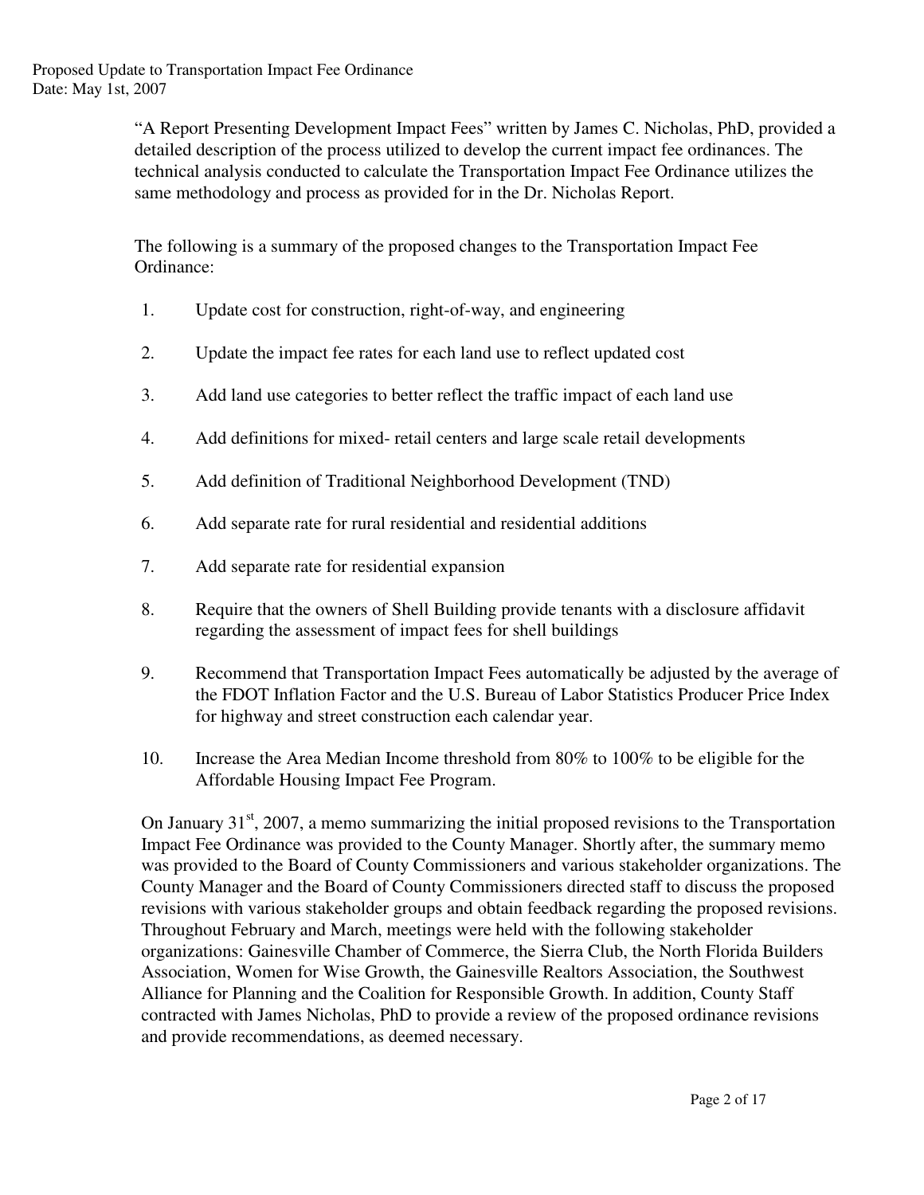"A Report Presenting Development Impact Fees" written by James C. Nicholas, PhD, provided a detailed description of the process utilized to develop the current impact fee ordinances. The technical analysis conducted to calculate the Transportation Impact Fee Ordinance utilizes the same methodology and process as provided for in the Dr. Nicholas Report.

The following is a summary of the proposed changes to the Transportation Impact Fee Ordinance:

1. Update cost for construction, right-of-way, and engineering
2. Update the impact fee rates for each land use to reflect updated cost
3. Add land use categories to better reflect the traffic impact of each land use
4. Add definitions for mixed- retail centers and large scale retail developments
5. Add definition of Traditional Neighborhood Development (TND)
6. Add separate rate for rural residential and residential additions
7. Add separate rate for residential expansion
8. Require that the owners of Shell Building provide tenants with a disclosure affidavit regarding the assessment of impact fees for shell buildings
9. Recommend that Transportation Impact Fees automatically be adjusted by the average of the FDOT Inflation Factor and the U.S. Bureau of Labor Statistics Producer Price Index for highway and street construction each calendar year.
10. Increase the Area Median Income threshold from 80% to 100% to be eligible for the Affordable Housing Impact Fee Program.

On January 31st, 2007, a memo summarizing the initial proposed revisions to the Transportation Impact Fee Ordinance was provided to the County Manager. Shortly after, the summary memo was provided to the Board of County Commissioners and various stakeholder organizations. The County Manager and the Board of County Commissioners directed staff to discuss the proposed revisions with various stakeholder groups and obtain feedback regarding the proposed revisions. Throughout February and March, meetings were held with the following stakeholder organizations: Gainesville Chamber of Commerce, the Sierra Club, the North Florida Builders Association, Women for Wise Growth, the Gainesville Realtors Association, the Southwest Alliance for Planning and the Coalition for Responsible Growth. In addition, County Staff contracted with James Nicholas, PhD to provide a review of the proposed ordinance revisions and provide recommendations, as deemed necessary.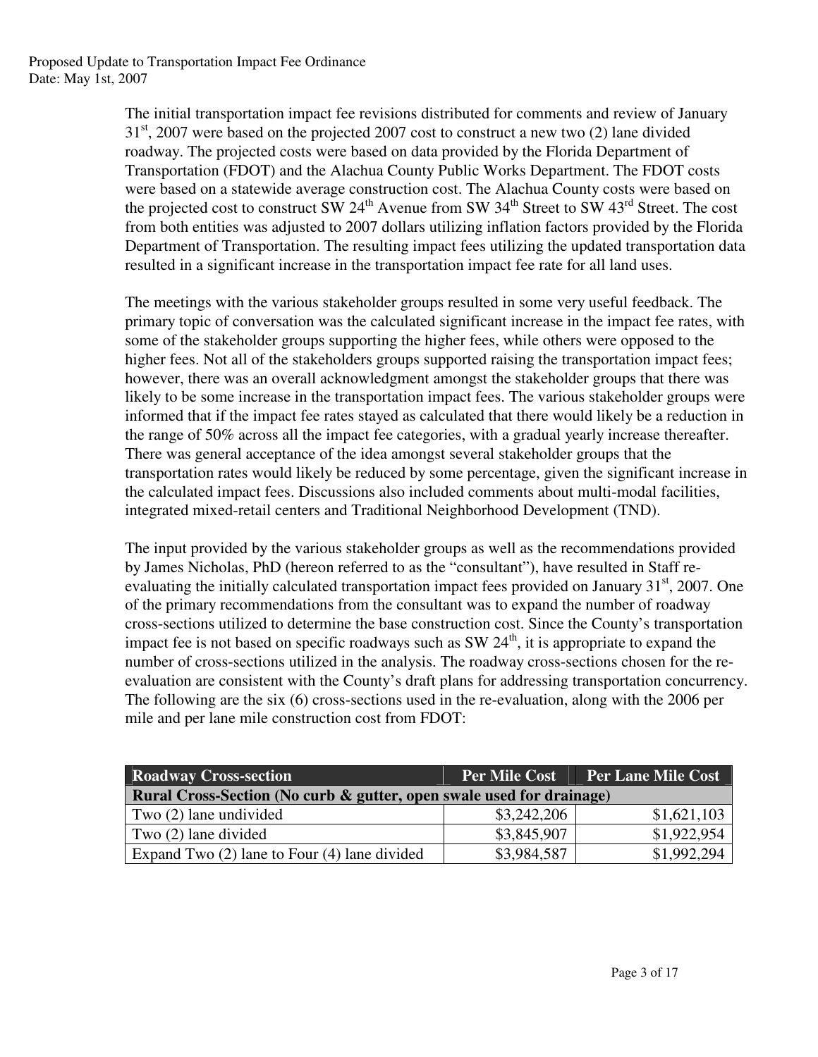The initial transportation impact fee revisions distributed for comments and review of January 31st, 2007 were based on the projected 2007 cost to construct a new two (2) lane divided roadway. The projected costs were based on data provided by the Florida Department of Transportation (FDOT) and the Alachua County Public Works Department. The FDOT costs were based on a statewide average construction cost. The Alachua County costs were based on the projected cost to construct SW 24th Avenue from SW 34th Street to SW 43rd Street. The cost from both entities was adjusted to 2007 dollars utilizing inflation factors provided by the Florida Department of Transportation. The resulting impact fees utilizing the updated transportation data resulted in a significant increase in the transportation impact fee rate for all land uses.

The meetings with the various stakeholder groups resulted in some very useful feedback. The primary topic of conversation was the calculated significant increase in the impact fee rates, with some of the stakeholder groups supporting the higher fees, while others were opposed to the higher fees. Not all of the stakeholders groups supported raising the transportation impact fees; however, there was an overall acknowledgment amongst the stakeholder groups that there was likely to be some increase in the transportation impact fees. The various stakeholder groups were informed that if the impact fee rates stayed as calculated that there would likely be a reduction in the range of 50% across all the impact fee categories, with a gradual yearly increase thereafter. There was general acceptance of the idea amongst several stakeholder groups that the transportation rates would likely be reduced by some percentage, given the significant increase in the calculated impact fees. Discussions also included comments about multi-modal facilities, integrated mixed-retail centers and Traditional Neighborhood Development (TND).

The input provided by the various stakeholder groups as well as the recommendations provided by James Nicholas, PhD (hereon referred to as the "consultant"), have resulted in Staff re-evaluating the initially calculated transportation impact fees provided on January 31st, 2007. One of the primary recommendations from the consultant was to expand the number of roadway cross-sections utilized to determine the base construction cost. Since the County's transportation impact fee is not based on specific roadways such as SW 24th, it is appropriate to expand the number of cross-sections utilized in the analysis. The roadway cross-sections chosen for the re-evaluation are consistent with the County's draft plans for addressing transportation concurrency. The following are the six (6) cross-sections used in the re-evaluation, along with the 2006 per mile and per lane mile construction cost from FDOT:

| Roadway Cross-section | Per Mile Cost | Per Lane Mile Cost |
|---|---|---|
| **Rural Cross-Section (No curb & gutter, open swale used for drainage)** | | |
| Two (2) lane undivided | $3,242,206 | $1,621,103 |
| Two (2) lane divided | $3,845,907 | $1,922,954 |
| Expand Two (2) lane to Four (4) lane divided | $3,984,587 | $1,992,294 |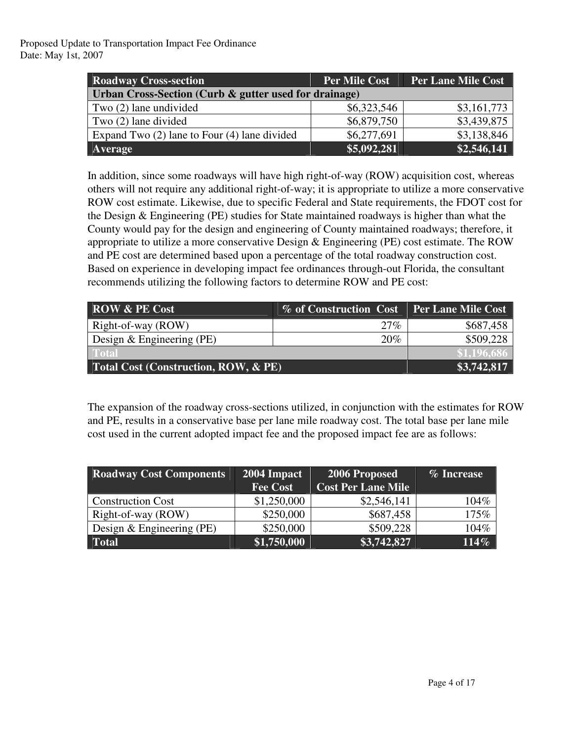Proposed Update to Transportation Impact Fee Ordinance
Date: May 1st, 2007

| Roadway Cross-section | Per Mile Cost | Per Lane Mile Cost |
|---|---|---|
| **Urban Cross-Section (Curb & gutter used for drainage)** | | |
| Two (2) lane undivided | $6,323,546 | $3,161,773 |
| Two (2) lane divided | $6,879,750 | $3,439,875 |
| Expand Two (2) lane to Four (4) lane divided | $6,277,691 | $3,138,846 |
| **Average** | **$5,092,281** | **$2,546,141** |

In addition, since some roadways will have high right-of-way (ROW) acquisition cost, whereas others will not require any additional right-of-way; it is appropriate to utilize a more conservative ROW cost estimate. Likewise, due to specific Federal and State requirements, the FDOT cost for the Design & Engineering (PE) studies for State maintained roadways is higher than what the County would pay for the design and engineering of County maintained roadways; therefore, it appropriate to utilize a more conservative Design & Engineering (PE) cost estimate. The ROW and PE cost are determined based upon a percentage of the total roadway construction cost. Based on experience in developing impact fee ordinances through-out Florida, the consultant recommends utilizing the following factors to determine ROW and PE cost:

| ROW & PE Cost | % of Construction Cost | Per Lane Mile Cost |
|---|---|---|
| Right-of-way (ROW) | 27% | $687,458 |
| Design & Engineering (PE) | 20% | $509,228 |
| **Total** | | **$1,196,686** |
| **Total Cost (Construction, ROW, & PE)** | | **$3,742,817** |

The expansion of the roadway cross-sections utilized, in conjunction with the estimates for ROW and PE, results in a conservative base per lane mile roadway cost. The total base per lane mile cost used in the current adopted impact fee and the proposed impact fee are as follows:

| Roadway Cost Components | 2004 Impact Fee Cost | 2006 Proposed Cost Per Lane Mile | % Increase |
|---|---|---|---|
| Construction Cost | $1,250,000 | $2,546,141 | 104% |
| Right-of-way (ROW) | $250,000 | $687,458 | 175% |
| Design & Engineering (PE) | $250,000 | $509,228 | 104% |
| **Total** | **$1,750,000** | **$3,742,827** | **114%** |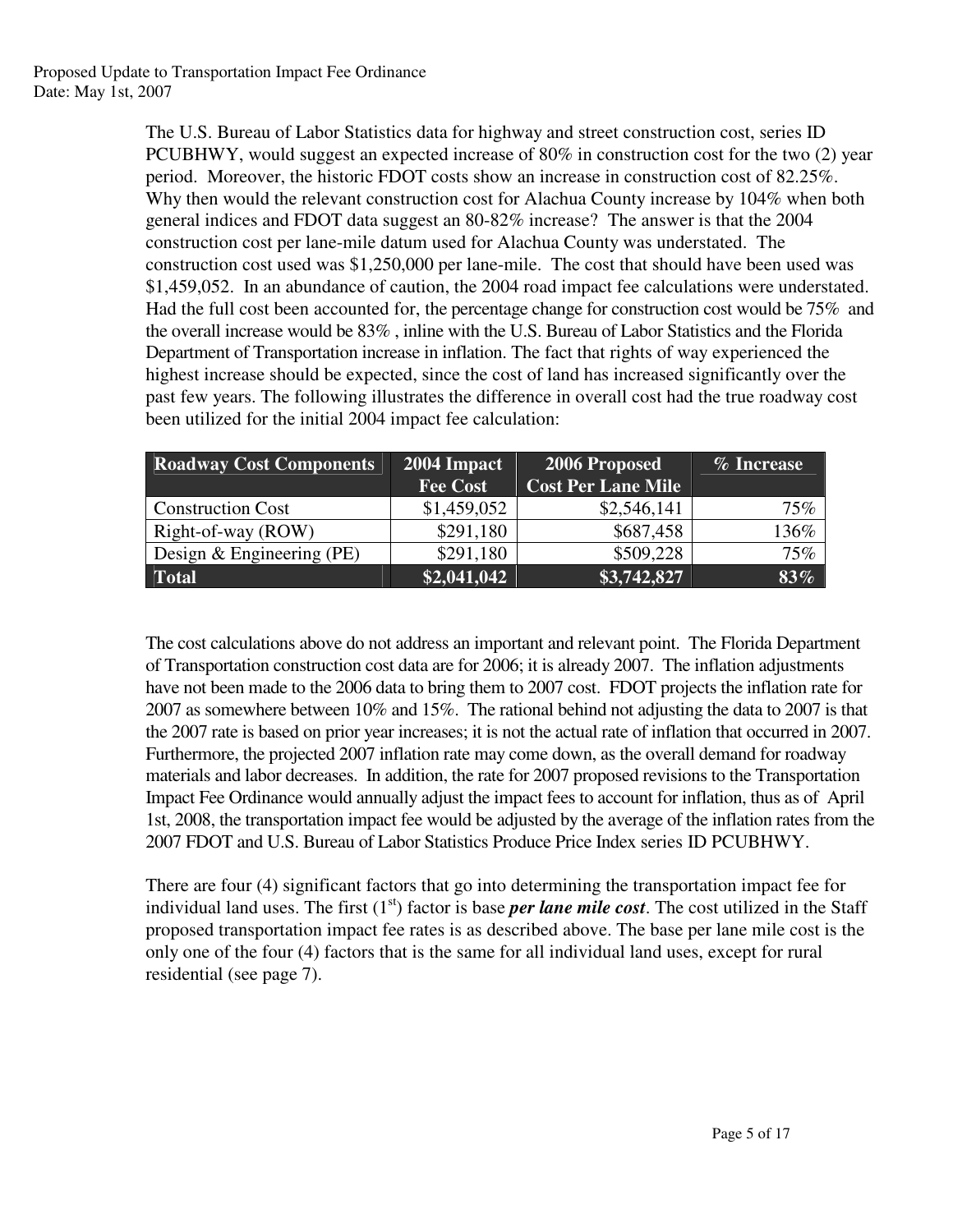The U.S. Bureau of Labor Statistics data for highway and street construction cost, series ID PCUBHWY, would suggest an expected increase of 80% in construction cost for the two (2) year period. Moreover, the historic FDOT costs show an increase in construction cost of 82.25%. Why then would the relevant construction cost for Alachua County increase by 104% when both general indices and FDOT data suggest an 80-82% increase? The answer is that the 2004 construction cost per lane-mile datum used for Alachua County was understated. The construction cost used was $1,250,000 per lane-mile. The cost that should have been used was $1,459,052. In an abundance of caution, the 2004 road impact fee calculations were understated. Had the full cost been accounted for, the percentage change for construction cost would be 75% and the overall increase would be 83% , inline with the U.S. Bureau of Labor Statistics and the Florida Department of Transportation increase in inflation. The fact that rights of way experienced the highest increase should be expected, since the cost of land has increased significantly over the past few years. The following illustrates the difference in overall cost had the true roadway cost been utilized for the initial 2004 impact fee calculation:

| Roadway Cost Components | 2004 Impact Fee Cost | 2006 Proposed Cost Per Lane Mile | % Increase |
|---|---|---|---|
| Construction Cost | $1,459,052 | $2,546,141 | 75% |
| Right-of-way (ROW) | $291,180 | $687,458 | 136% |
| Design & Engineering (PE) | $291,180 | $509,228 | 75% |
| **Total** | **$2,041,042** | **$3,742,827** | **83%** |

The cost calculations above do not address an important and relevant point. The Florida Department of Transportation construction cost data are for 2006; it is already 2007. The inflation adjustments have not been made to the 2006 data to bring them to 2007 cost. FDOT projects the inflation rate for 2007 as somewhere between 10% and 15%. The rational behind not adjusting the data to 2007 is that the 2007 rate is based on prior year increases; it is not the actual rate of inflation that occurred in 2007. Furthermore, the projected 2007 inflation rate may come down, as the overall demand for roadway materials and labor decreases. In addition, the rate for 2007 proposed revisions to the Transportation Impact Fee Ordinance would annually adjust the impact fees to account for inflation, thus as of April 1st, 2008, the transportation impact fee would be adjusted by the average of the inflation rates from the 2007 FDOT and U.S. Bureau of Labor Statistics Produce Price Index series ID PCUBHWY.

There are four (4) significant factors that go into determining the transportation impact fee for individual land uses. The first (1st) factor is base ***per lane mile cost***. The cost utilized in the Staff proposed transportation impact fee rates is as described above. The base per lane mile cost is the only one of the four (4) factors that is the same for all individual land uses, except for rural residential (see page 7).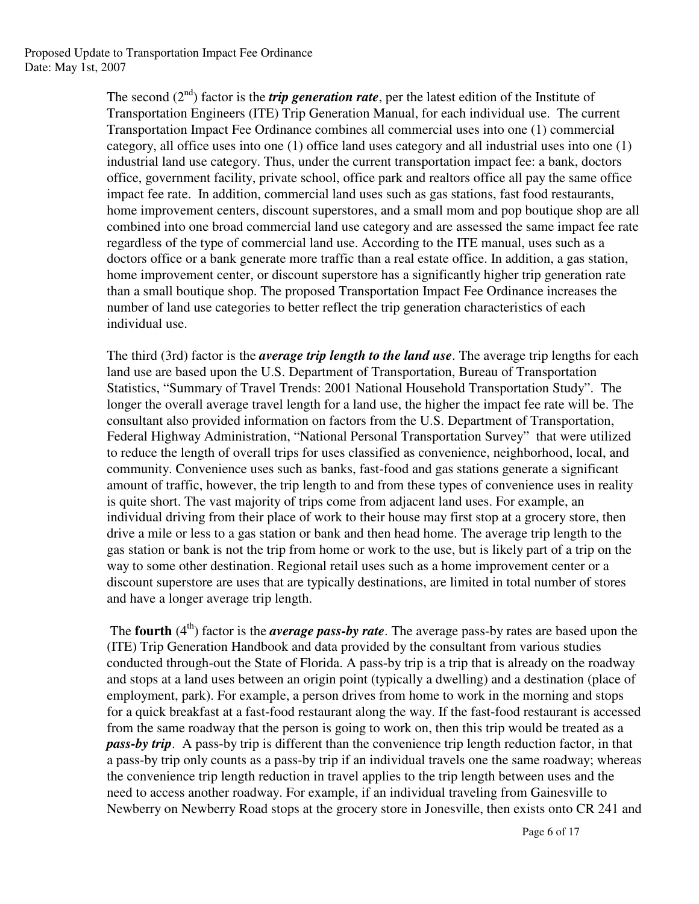The second (2nd) factor is the ***trip generation rate***, per the latest edition of the Institute of Transportation Engineers (ITE) Trip Generation Manual, for each individual use. The current Transportation Impact Fee Ordinance combines all commercial uses into one (1) commercial category, all office uses into one (1) office land uses category and all industrial uses into one (1) industrial land use category. Thus, under the current transportation impact fee: a bank, doctors office, government facility, private school, office park and realtors office all pay the same office impact fee rate. In addition, commercial land uses such as gas stations, fast food restaurants, home improvement centers, discount superstores, and a small mom and pop boutique shop are all combined into one broad commercial land use category and are assessed the same impact fee rate regardless of the type of commercial land use. According to the ITE manual, uses such as a doctors office or a bank generate more traffic than a real estate office. In addition, a gas station, home improvement center, or discount superstore has a significantly higher trip generation rate than a small boutique shop. The proposed Transportation Impact Fee Ordinance increases the number of land use categories to better reflect the trip generation characteristics of each individual use.

The third (3rd) factor is the ***average trip length to the land use***. The average trip lengths for each land use are based upon the U.S. Department of Transportation, Bureau of Transportation Statistics, "Summary of Travel Trends: 2001 National Household Transportation Study". The longer the overall average travel length for a land use, the higher the impact fee rate will be. The consultant also provided information on factors from the U.S. Department of Transportation, Federal Highway Administration, "National Personal Transportation Survey" that were utilized to reduce the length of overall trips for uses classified as convenience, neighborhood, local, and community. Convenience uses such as banks, fast-food and gas stations generate a significant amount of traffic, however, the trip length to and from these types of convenience uses in reality is quite short. The vast majority of trips come from adjacent land uses. For example, an individual driving from their place of work to their house may first stop at a grocery store, then drive a mile or less to a gas station or bank and then head home. The average trip length to the gas station or bank is not the trip from home or work to the use, but is likely part of a trip on the way to some other destination. Regional retail uses such as a home improvement center or a discount superstore are uses that are typically destinations, are limited in total number of stores and have a longer average trip length.

The **fourth** (4th) factor is the ***average pass-by rate***. The average pass-by rates are based upon the (ITE) Trip Generation Handbook and data provided by the consultant from various studies conducted through-out the State of Florida. A pass-by trip is a trip that is already on the roadway and stops at a land uses between an origin point (typically a dwelling) and a destination (place of employment, park). For example, a person drives from home to work in the morning and stops for a quick breakfast at a fast-food restaurant along the way. If the fast-food restaurant is accessed from the same roadway that the person is going to work on, then this trip would be treated as a ***pass-by trip***. A pass-by trip is different than the convenience trip length reduction factor, in that a pass-by trip only counts as a pass-by trip if an individual travels one the same roadway; whereas the convenience trip length reduction in travel applies to the trip length between uses and the need to access another roadway. For example, if an individual traveling from Gainesville to Newberry on Newberry Road stops at the grocery store in Jonesville, then exists onto CR 241 and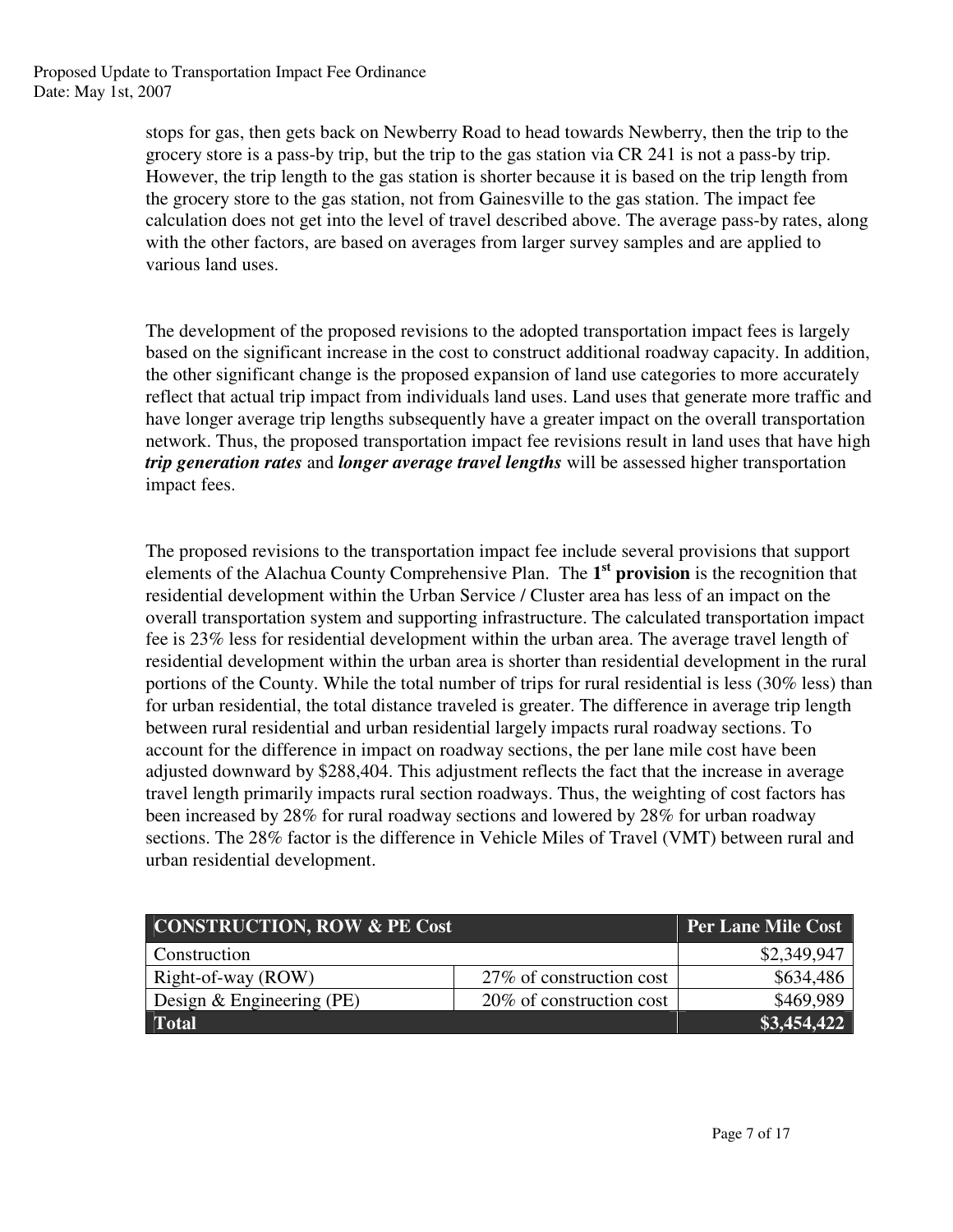stops for gas, then gets back on Newberry Road to head towards Newberry, then the trip to the grocery store is a pass-by trip, but the trip to the gas station via CR 241 is not a pass-by trip. However, the trip length to the gas station is shorter because it is based on the trip length from the grocery store to the gas station, not from Gainesville to the gas station. The impact fee calculation does not get into the level of travel described above. The average pass-by rates, along with the other factors, are based on averages from larger survey samples and are applied to various land uses.

The development of the proposed revisions to the adopted transportation impact fees is largely based on the significant increase in the cost to construct additional roadway capacity. In addition, the other significant change is the proposed expansion of land use categories to more accurately reflect that actual trip impact from individuals land uses. Land uses that generate more traffic and have longer average trip lengths subsequently have a greater impact on the overall transportation network. Thus, the proposed transportation impact fee revisions result in land uses that have high ***trip generation rates*** and ***longer average travel lengths*** will be assessed higher transportation impact fees.

The proposed revisions to the transportation impact fee include several provisions that support elements of the Alachua County Comprehensive Plan. The **1st provision** is the recognition that residential development within the Urban Service / Cluster area has less of an impact on the overall transportation system and supporting infrastructure. The calculated transportation impact fee is 23% less for residential development within the urban area. The average travel length of residential development within the urban area is shorter than residential development in the rural portions of the County. While the total number of trips for rural residential is less (30% less) than for urban residential, the total distance traveled is greater. The difference in average trip length between rural residential and urban residential largely impacts rural roadway sections. To account for the difference in impact on roadway sections, the per lane mile cost have been adjusted downward by $288,404. This adjustment reflects the fact that the increase in average travel length primarily impacts rural section roadways. Thus, the weighting of cost factors has been increased by 28% for rural roadway sections and lowered by 28% for urban roadway sections. The 28% factor is the difference in Vehicle Miles of Travel (VMT) between rural and urban residential development.

| CONSTRUCTION, ROW & PE Cost | | Per Lane Mile Cost |
|---|---|---:|
| Construction | | $2,349,947 |
| Right-of-way (ROW) | 27% of construction cost | $634,486 |
| Design & Engineering (PE) | 20% of construction cost | $469,989 |
| **Total** | | **$3,454,422** |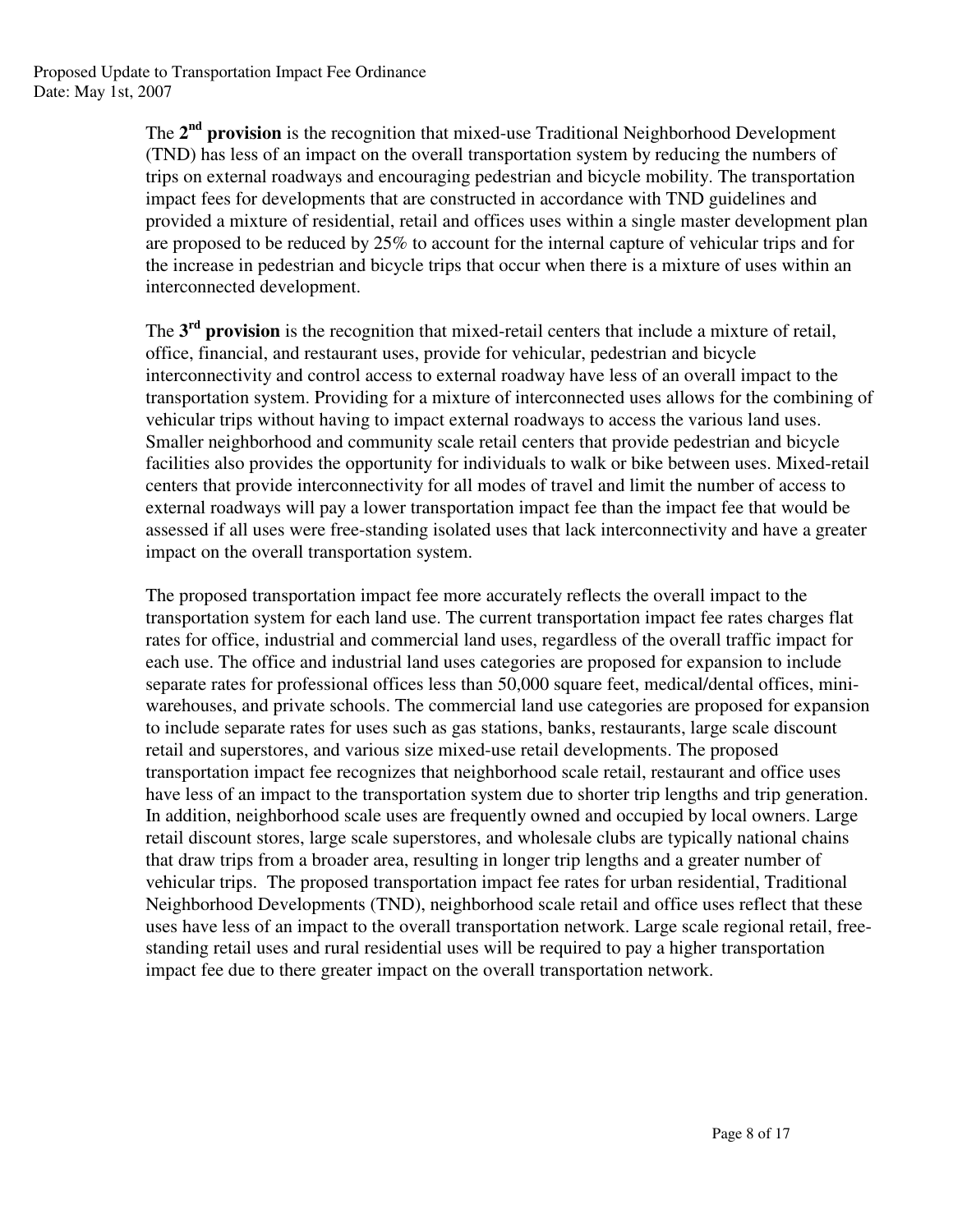The **2nd provision** is the recognition that mixed-use Traditional Neighborhood Development (TND) has less of an impact on the overall transportation system by reducing the numbers of trips on external roadways and encouraging pedestrian and bicycle mobility. The transportation impact fees for developments that are constructed in accordance with TND guidelines and provided a mixture of residential, retail and offices uses within a single master development plan are proposed to be reduced by 25% to account for the internal capture of vehicular trips and for the increase in pedestrian and bicycle trips that occur when there is a mixture of uses within an interconnected development.

The **3rd provision** is the recognition that mixed-retail centers that include a mixture of retail, office, financial, and restaurant uses, provide for vehicular, pedestrian and bicycle interconnectivity and control access to external roadway have less of an overall impact to the transportation system. Providing for a mixture of interconnected uses allows for the combining of vehicular trips without having to impact external roadways to access the various land uses. Smaller neighborhood and community scale retail centers that provide pedestrian and bicycle facilities also provides the opportunity for individuals to walk or bike between uses. Mixed-retail centers that provide interconnectivity for all modes of travel and limit the number of access to external roadways will pay a lower transportation impact fee than the impact fee that would be assessed if all uses were free-standing isolated uses that lack interconnectivity and have a greater impact on the overall transportation system.

The proposed transportation impact fee more accurately reflects the overall impact to the transportation system for each land use. The current transportation impact fee rates charges flat rates for office, industrial and commercial land uses, regardless of the overall traffic impact for each use. The office and industrial land uses categories are proposed for expansion to include separate rates for professional offices less than 50,000 square feet, medical/dental offices, mini-warehouses, and private schools. The commercial land use categories are proposed for expansion to include separate rates for uses such as gas stations, banks, restaurants, large scale discount retail and superstores, and various size mixed-use retail developments. The proposed transportation impact fee recognizes that neighborhood scale retail, restaurant and office uses have less of an impact to the transportation system due to shorter trip lengths and trip generation. In addition, neighborhood scale uses are frequently owned and occupied by local owners. Large retail discount stores, large scale superstores, and wholesale clubs are typically national chains that draw trips from a broader area, resulting in longer trip lengths and a greater number of vehicular trips. The proposed transportation impact fee rates for urban residential, Traditional Neighborhood Developments (TND), neighborhood scale retail and office uses reflect that these uses have less of an impact to the overall transportation network. Large scale regional retail, free-standing retail uses and rural residential uses will be required to pay a higher transportation impact fee due to there greater impact on the overall transportation network.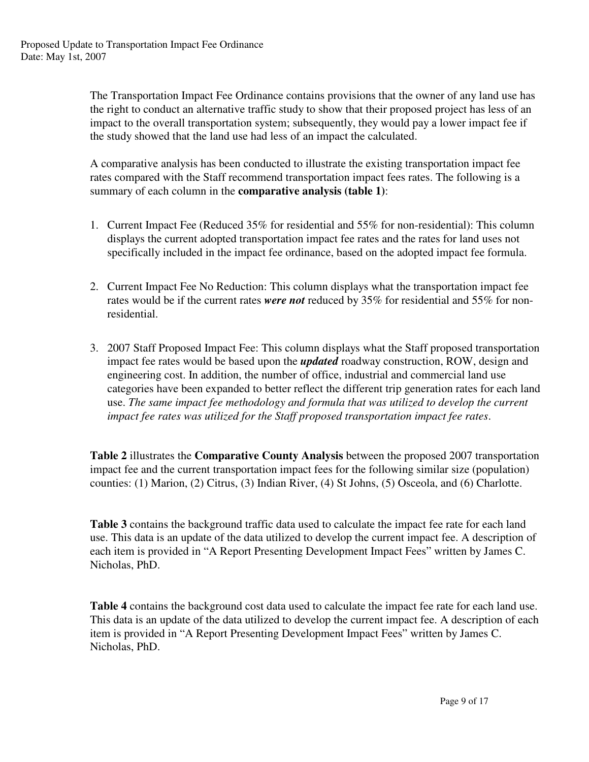The Transportation Impact Fee Ordinance contains provisions that the owner of any land use has the right to conduct an alternative traffic study to show that their proposed project has less of an impact to the overall transportation system; subsequently, they would pay a lower impact fee if the study showed that the land use had less of an impact the calculated.

A comparative analysis has been conducted to illustrate the existing transportation impact fee rates compared with the Staff recommend transportation impact fees rates. The following is a summary of each column in the **comparative analysis (table 1)**:

1. Current Impact Fee (Reduced 35% for residential and 55% for non-residential): This column displays the current adopted transportation impact fee rates and the rates for land uses not specifically included in the impact fee ordinance, based on the adopted impact fee formula.

2. Current Impact Fee No Reduction: This column displays what the transportation impact fee rates would be if the current rates ***were not*** reduced by 35% for residential and 55% for non-residential.

3. 2007 Staff Proposed Impact Fee: This column displays what the Staff proposed transportation impact fee rates would be based upon the ***updated*** roadway construction, ROW, design and engineering cost. In addition, the number of office, industrial and commercial land use categories have been expanded to better reflect the different trip generation rates for each land use. *The same impact fee methodology and formula that was utilized to develop the current impact fee rates was utilized for the Staff proposed transportation impact fee rates*.

**Table 2** illustrates the **Comparative County Analysis** between the proposed 2007 transportation impact fee and the current transportation impact fees for the following similar size (population) counties: (1) Marion, (2) Citrus, (3) Indian River, (4) St Johns, (5) Osceola, and (6) Charlotte.

**Table 3** contains the background traffic data used to calculate the impact fee rate for each land use. This data is an update of the data utilized to develop the current impact fee. A description of each item is provided in "A Report Presenting Development Impact Fees" written by James C. Nicholas, PhD.

**Table 4** contains the background cost data used to calculate the impact fee rate for each land use. This data is an update of the data utilized to develop the current impact fee. A description of each item is provided in "A Report Presenting Development Impact Fees" written by James C. Nicholas, PhD.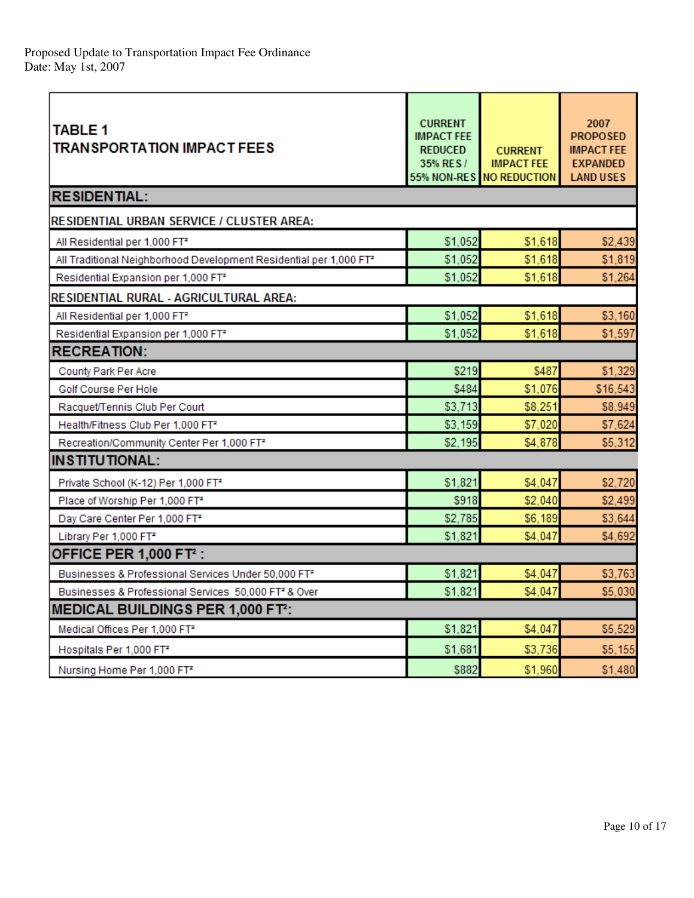Proposed Update to Transportation Impact Fee Ordinance
Date: May 1st, 2007

| TABLE 1 TRANSPORTATION IMPACT FEES | CURRENT IMPACT FEE REDUCED 35% RES / 55% NON-RES | CURRENT IMPACT FEE NO REDUCTION | 2007 PROPOSED IMPACT FEE EXPANDED LAND USES |
|---|---|---|---|
| **RESIDENTIAL:** | | | |
| **RESIDENTIAL URBAN SERVICE / CLUSTER AREA:** | | | |
| All Residential per 1,000 FT² | $1,052 | $1,618 | $2,439 |
| All Traditional Neighborhood Development Residential per 1,000 FT² | $1,052 | $1,618 | $1,819 |
| Residential Expansion per 1,000 FT² | $1,052 | $1,618 | $1,264 |
| **RESIDENTIAL RURAL - AGRICULTURAL AREA:** | | | |
| All Residential per 1,000 FT² | $1,052 | $1,618 | $3,160 |
| Residential Expansion per 1,000 FT² | $1,052 | $1,618 | $1,597 |
| **RECREATION:** | | | |
| County Park Per Acre | $219 | $487 | $1,329 |
| Golf Course Per Hole | $484 | $1,076 | $16,543 |
| Racquet/Tennis Club Per Court | $3,713 | $8,251 | $8,949 |
| Health/Fitness Club Per 1,000 FT² | $3,159 | $7,020 | $7,624 |
| Recreation/Community Center Per 1,000 FT² | $2,195 | $4,878 | $5,312 |
| **INSTITUTIONAL:** | | | |
| Private School (K-12) Per 1,000 FT² | $1,821 | $4,047 | $2,720 |
| Place of Worship Per 1,000 FT² | $918 | $2,040 | $2,499 |
| Day Care Center Per 1,000 FT² | $2,785 | $6,189 | $3,644 |
| Library Per 1,000 FT² | $1,821 | $4,047 | $4,692 |
| **OFFICE PER 1,000 FT² :** | | | |
| Businesses & Professional Services Under 50,000 FT² | $1,821 | $4,047 | $3,763 |
| Businesses & Professional Services 50,000 FT² & Over | $1,821 | $4,047 | $5,030 |
| **MEDICAL BUILDINGS PER 1,000 FT²:** | | | |
| Medical Offices Per 1,000 FT² | $1,821 | $4,047 | $5,529 |
| Hospitals Per 1,000 FT² | $1,681 | $3,736 | $5,155 |
| Nursing Home Per 1,000 FT² | $882 | $1,960 | $1,480 |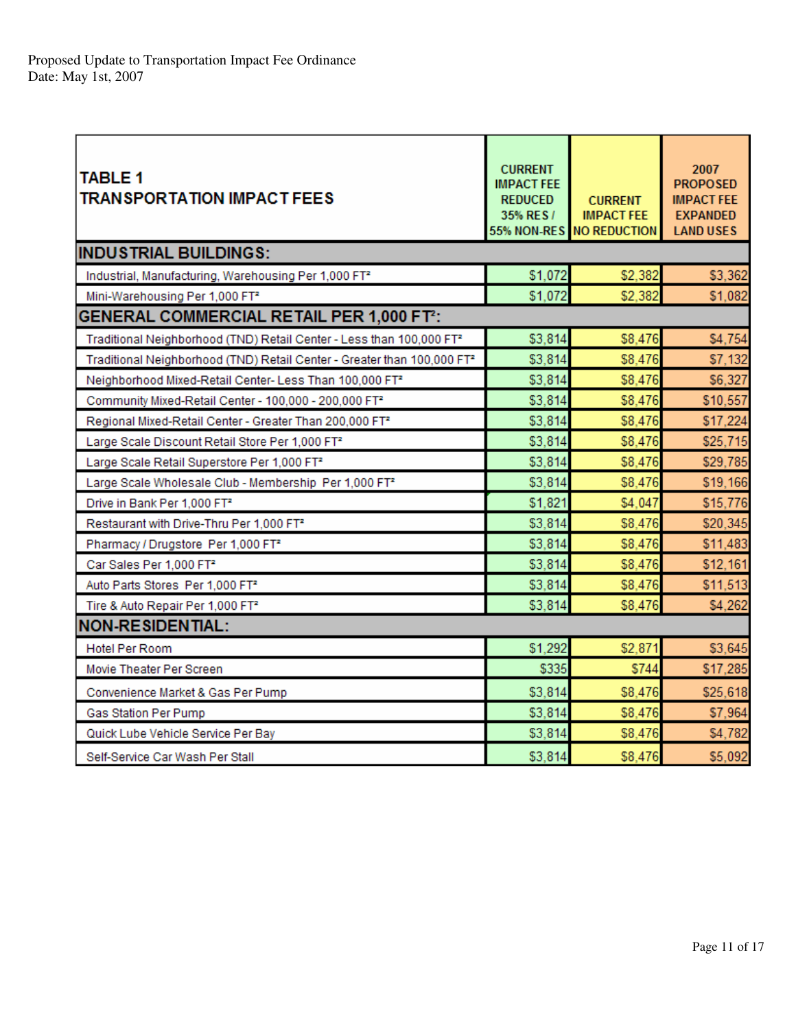Proposed Update to Transportation Impact Fee Ordinance
Date: May 1st, 2007

| TABLE 1 TRANSPORTATION IMPACT FEES | CURRENT IMPACT FEE REDUCED 35% RES / 55% NON-RES | CURRENT IMPACT FEE NO REDUCTION | 2007 PROPOSED IMPACT FEE EXPANDED LAND USES |
|---|---|---|---|
| **INDUSTRIAL BUILDINGS:** | | | |
| Industrial, Manufacturing, Warehousing Per 1,000 FT² | $1,072 | $2,382 | $3,362 |
| Mini-Warehousing Per 1,000 FT² | $1,072 | $2,382 | $1,082 |
| **GENERAL COMMERCIAL RETAIL PER 1,000 FT²:** | | | |
| Traditional Neighborhood (TND) Retail Center - Less than 100,000 FT² | $3,814 | $8,476 | $4,754 |
| Traditional Neighborhood (TND) Retail Center - Greater than 100,000 FT² | $3,814 | $8,476 | $7,132 |
| Neighborhood Mixed-Retail Center- Less Than 100,000 FT² | $3,814 | $8,476 | $6,327 |
| Community Mixed-Retail Center - 100,000 - 200,000 FT² | $3,814 | $8,476 | $10,557 |
| Regional Mixed-Retail Center - Greater Than 200,000 FT² | $3,814 | $8,476 | $17,224 |
| Large Scale Discount Retail Store Per 1,000 FT² | $3,814 | $8,476 | $25,715 |
| Large Scale Retail Superstore Per 1,000 FT² | $3,814 | $8,476 | $29,785 |
| Large Scale Wholesale Club - Membership Per 1,000 FT² | $3,814 | $8,476 | $19,166 |
| Drive in Bank Per 1,000 FT² | $1,821 | $4,047 | $15,776 |
| Restaurant with Drive-Thru Per 1,000 FT² | $3,814 | $8,476 | $20,345 |
| Pharmacy / Drugstore Per 1,000 FT² | $3,814 | $8,476 | $11,483 |
| Car Sales Per 1,000 FT² | $3,814 | $8,476 | $12,161 |
| Auto Parts Stores Per 1,000 FT² | $3,814 | $8,476 | $11,513 |
| Tire & Auto Repair Per 1,000 FT² | $3,814 | $8,476 | $4,262 |
| **NON-RESIDENTIAL:** | | | |
| Hotel Per Room | $1,292 | $2,871 | $3,645 |
| Movie Theater Per Screen | $335 | $744 | $17,285 |
| Convenience Market & Gas Per Pump | $3,814 | $8,476 | $25,618 |
| Gas Station Per Pump | $3,814 | $8,476 | $7,964 |
| Quick Lube Vehicle Service Per Bay | $3,814 | $8,476 | $4,782 |
| Self-Service Car Wash Per Stall | $3,814 | $8,476 | $5,092 |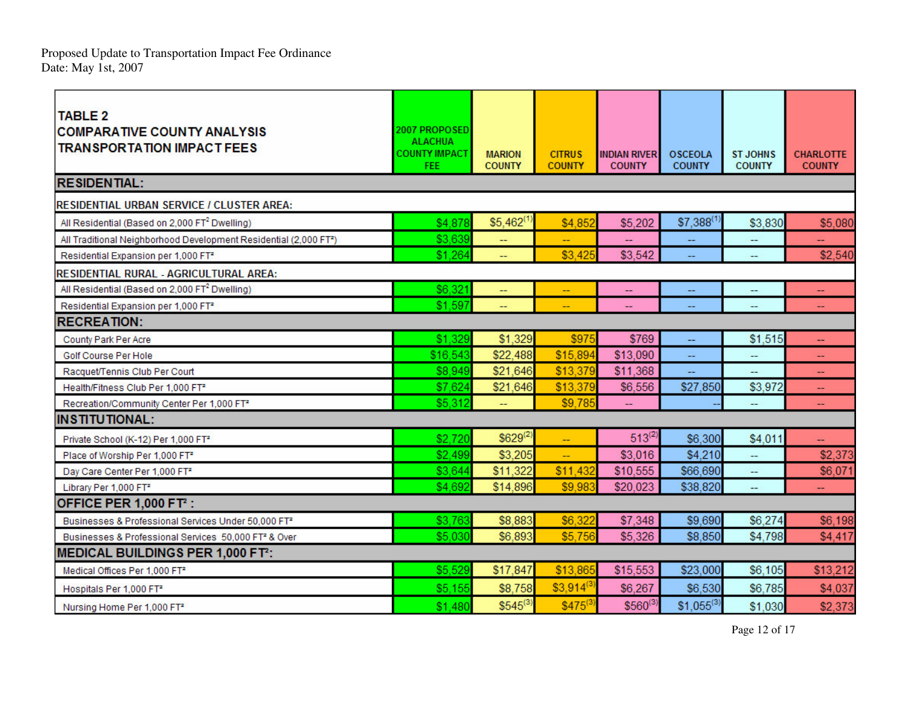Proposed Update to Transportation Impact Fee Ordinance
Date: May 1st, 2007

| TABLE 2 COMPARATIVE COUNTY ANALYSIS TRANSPORTATION IMPACT FEES | 2007 PROPOSED ALACHUA COUNTY IMPACT FEE | MARION COUNTY | CITRUS COUNTY | INDIAN RIVER COUNTY | OSCEOLA COUNTY | ST JOHNS COUNTY | CHARLOTTE COUNTY |
|---|---|---|---|---|---|---|---|
| **RESIDENTIAL:** | | | | | | | |
| **RESIDENTIAL URBAN SERVICE / CLUSTER AREA:** | | | | | | | |
| All Residential (Based on 2,000 FT² Dwelling) | $4,878 | $5,462(1) | $4,852 | $5,202 | $7,388(1) | $3,830 | $5,080 |
| All Traditional Neighborhood Development Residential (2,000 FT²) | $3,639 | -- | -- | -- | -- | -- | -- |
| Residential Expansion per 1,000 FT² | $1,264 | -- | $3,425 | $3,542 | -- | -- | $2,540 |
| **RESIDENTIAL RURAL - AGRICULTURAL AREA:** | | | | | | | |
| All Residential (Based on 2,000 FT² Dwelling) | $6,321 | -- | -- | -- | -- | -- | -- |
| Residential Expansion per 1,000 FT² | $1,597 | -- | -- | -- | -- | -- | -- |
| **RECREATION:** | | | | | | | |
| County Park Per Acre | $1,329 | $1,329 | $975 | $769 | -- | $1,515 | -- |
| Golf Course Per Hole | $16,543 | $22,488 | $15,894 | $13,090 | -- | -- | -- |
| Racquet/Tennis Club Per Court | $8,949 | $21,646 | $13,379 | $11,368 | -- | -- | -- |
| Health/Fitness Club Per 1,000 FT² | $7,624 | $21,646 | $13,379 | $6,556 | $27,850 | $3,972 | -- |
| Recreation/Community Center Per 1,000 FT² | $5,312 | -- | $9,785 | -- | -- | -- | -- |
| **INSTITUTIONAL:** | | | | | | | |
| Private School (K-12) Per 1,000 FT² | $2,720 | $629(2) | -- | 513(2) | $6,300 | $4,011 | -- |
| Place of Worship Per 1,000 FT² | $2,499 | $3,205 | -- | $3,016 | $4,210 | -- | $2,373 |
| Day Care Center Per 1,000 FT² | $3,644 | $11,322 | $11,432 | $10,555 | $66,690 | -- | $6,071 |
| Library Per 1,000 FT² | $4,692 | $14,896 | $9,983 | $20,023 | $38,820 | -- | -- |
| **OFFICE PER 1,000 FT² :** | | | | | | | |
| Businesses & Professional Services Under 50,000 FT² | $3,763 | $8,883 | $6,322 | $7,348 | $9,690 | $6,274 | $6,198 |
| Businesses & Professional Services 50,000 FT² & Over | $5,030 | $6,893 | $5,756 | $5,326 | $8,850 | $4,798 | $4,417 |
| **MEDICAL BUILDINGS PER 1,000 FT²:** | | | | | | | |
| Medical Offices Per 1,000 FT² | $5,529 | $17,847 | $13,865 | $15,553 | $23,000 | $6,105 | $13,212 |
| Hospitals Per 1,000 FT² | $5,155 | $8,758 | $3,914(3) | $6,267 | $6,530 | $6,785 | $4,037 |
| Nursing Home Per 1,000 FT² | $1,480 | $545(3) | $475(3) | $560(3) | $1,055(3) | $1,030 | $2,373 |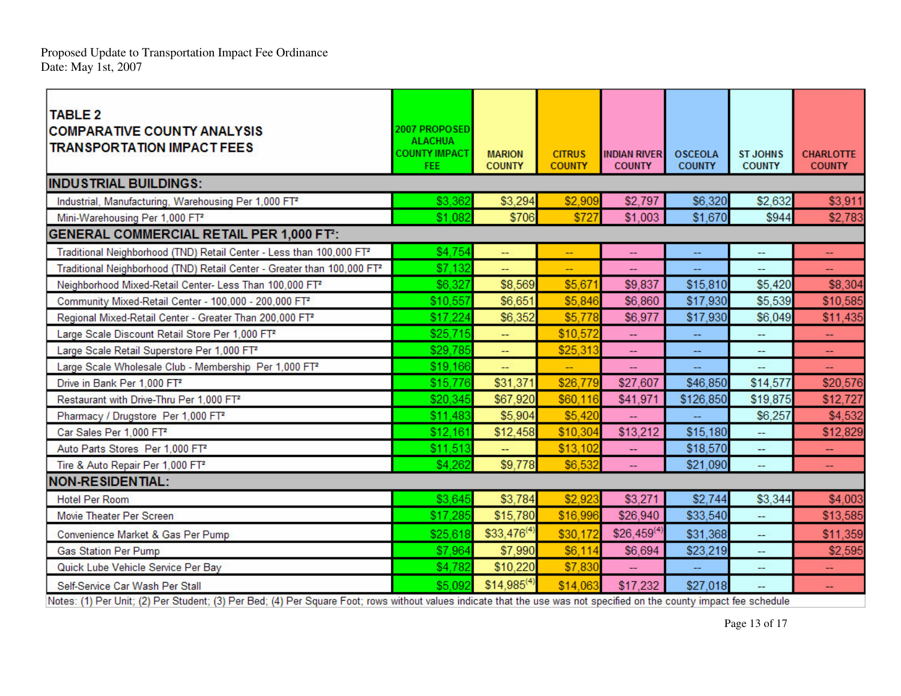Proposed Update to Transportation Impact Fee Ordinance
Date: May 1st, 2007

| TABLE 2 COMPARATIVE COUNTY ANALYSIS TRANSPORTATION IMPACT FEES | 2007 PROPOSED ALACHUA COUNTY IMPACT FEE | MARION COUNTY | CITRUS COUNTY | INDIAN RIVER COUNTY | OSCEOLA COUNTY | ST JOHNS COUNTY | CHARLOTTE COUNTY |
|---|---|---|---|---|---|---|---|
| **INDUSTRIAL BUILDINGS:** | | | | | | | |
| Industrial, Manufacturing, Warehousing Per 1,000 FT² | $3,362 | $3,294 | $2,909 | $2,797 | $6,320 | $2,632 | $3,911 |
| Mini-Warehousing Per 1,000 FT² | $1,082 | $706 | $727 | $1,003 | $1,670 | $944 | $2,783 |
| **GENERAL COMMERCIAL RETAIL PER 1,000 FT²:** | | | | | | | |
| Traditional Neighborhood (TND) Retail Center - Less than 100,000 FT² | $4,754 | -- | -- | -- | -- | -- | -- |
| Traditional Neighborhood (TND) Retail Center - Greater than 100,000 FT² | $7,132 | -- | -- | -- | -- | -- | -- |
| Neighborhood Mixed-Retail Center- Less Than 100,000 FT² | $6,327 | $8,569 | $5,671 | $9,837 | $15,810 | $5,420 | $8,304 |
| Community Mixed-Retail Center - 100,000 - 200,000 FT² | $10,557 | $6,651 | $5,846 | $6,860 | $17,930 | $5,539 | $10,585 |
| Regional Mixed-Retail Center - Greater Than 200,000 FT² | $17,224 | $6,352 | $5,778 | $6,977 | $17,930 | $6,049 | $11,435 |
| Large Scale Discount Retail Store Per 1,000 FT² | $25,715 | -- | $10,572 | -- | -- | -- | -- |
| Large Scale Retail Superstore Per 1,000 FT² | $29,785 | -- | $25,313 | -- | -- | -- | -- |
| Large Scale Wholesale Club - Membership Per 1,000 FT² | $19,166 | -- | -- | -- | -- | -- | -- |
| Drive in Bank Per 1,000 FT² | $15,776 | $31,371 | $26,779 | $27,607 | $46,850 | $14,577 | $20,576 |
| Restaurant with Drive-Thru Per 1,000 FT² | $20,345 | $67,920 | $60,116 | $41,971 | $126,850 | $19,875 | $12,727 |
| Pharmacy / Drugstore Per 1,000 FT² | $11,483 | $5,904 | $5,420 | -- | -- | $6,257 | $4,532 |
| Car Sales Per 1,000 FT² | $12,161 | $12,458 | $10,304 | $13,212 | $15,180 | -- | $12,829 |
| Auto Parts Stores Per 1,000 FT² | $11,513 | -- | $13,102 | -- | $18,570 | -- | -- |
| Tire & Auto Repair Per 1,000 FT² | $4,262 | $9,778 | $6,532 | -- | $21,090 | -- | -- |
| **NON-RESIDENTIAL:** | | | | | | | |
| Hotel Per Room | $3,645 | $3,784 | $2,923 | $3,271 | $2,744 | $3,344 | $4,003 |
| Movie Theater Per Screen | $17,285 | $15,780 | $16,996 | $26,940 | $33,540 | -- | $13,585 |
| Convenience Market & Gas Per Pump | $25,618 | $33,476(4) | $30,172 | $26,459(4) | $31,368 | -- | $11,359 |
| Gas Station Per Pump | $7,964 | $7,990 | $6,114 | $6,694 | $23,219 | -- | $2,595 |
| Quick Lube Vehicle Service Per Bay | $4,782 | $10,220 | $7,830 | -- | -- | -- | -- |
| Self-Service Car Wash Per Stall | $5,092 | $14,985(4) | $14,063 | $17,232 | $27,018 | -- | -- |

Notes: (1) Per Unit; (2) Per Student; (3) Per Bed; (4) Per Square Foot; rows without values indicate that the use was not specified on the county impact fee schedule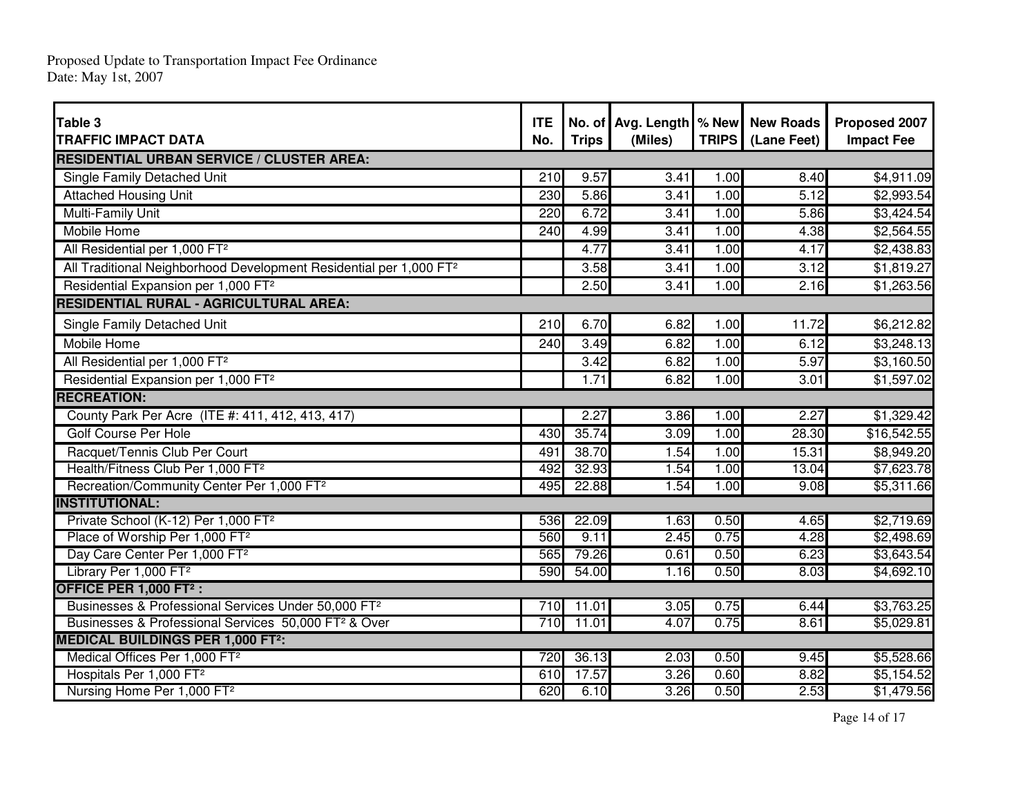Proposed Update to Transportation Impact Fee Ordinance
Date: May 1st, 2007

| Table 3<br>TRAFFIC IMPACT DATA | ITE No. | No. of Trips | Avg. Length (Miles) | % New TRIPS | New Roads (Lane Feet) | Proposed 2007 Impact Fee |
|---|---|---|---|---|---|---|
| **RESIDENTIAL URBAN SERVICE / CLUSTER AREA:** | | | | | | |
| Single Family Detached Unit | 210 | 9.57 | 3.41 | 1.00 | 8.40 | $4,911.09 |
| Attached Housing Unit | 230 | 5.86 | 3.41 | 1.00 | 5.12 | $2,993.54 |
| Multi-Family Unit | 220 | 6.72 | 3.41 | 1.00 | 5.86 | $3,424.54 |
| Mobile Home | 240 | 4.99 | 3.41 | 1.00 | 4.38 | $2,564.55 |
| All Residential per 1,000 FT² | | 4.77 | 3.41 | 1.00 | 4.17 | $2,438.83 |
| All Traditional Neighborhood Development Residential per 1,000 FT² | | 3.58 | 3.41 | 1.00 | 3.12 | $1,819.27 |
| Residential Expansion per 1,000 FT² | | 2.50 | 3.41 | 1.00 | 2.16 | $1,263.56 |
| **RESIDENTIAL RURAL - AGRICULTURAL AREA:** | | | | | | |
| Single Family Detached Unit | 210 | 6.70 | 6.82 | 1.00 | 11.72 | $6,212.82 |
| Mobile Home | 240 | 3.49 | 6.82 | 1.00 | 6.12 | $3,248.13 |
| All Residential per 1,000 FT² | | 3.42 | 6.82 | 1.00 | 5.97 | $3,160.50 |
| Residential Expansion per 1,000 FT² | | 1.71 | 6.82 | 1.00 | 3.01 | $1,597.02 |
| **RECREATION:** | | | | | | |
| County Park Per Acre (ITE #: 411, 412, 413, 417) | | 2.27 | 3.86 | 1.00 | 2.27 | $1,329.42 |
| Golf Course Per Hole | 430 | 35.74 | 3.09 | 1.00 | 28.30 | $16,542.55 |
| Racquet/Tennis Club Per Court | 491 | 38.70 | 1.54 | 1.00 | 15.31 | $8,949.20 |
| Health/Fitness Club Per 1,000 FT² | 492 | 32.93 | 1.54 | 1.00 | 13.04 | $7,623.78 |
| Recreation/Community Center Per 1,000 FT² | 495 | 22.88 | 1.54 | 1.00 | 9.08 | $5,311.66 |
| **INSTITUTIONAL:** | | | | | | |
| Private School (K-12) Per 1,000 FT² | 536 | 22.09 | 1.63 | 0.50 | 4.65 | $2,719.69 |
| Place of Worship Per 1,000 FT² | 560 | 9.11 | 2.45 | 0.75 | 4.28 | $2,498.69 |
| Day Care Center Per 1,000 FT² | 565 | 79.26 | 0.61 | 0.50 | 6.23 | $3,643.54 |
| Library Per 1,000 FT² | 590 | 54.00 | 1.16 | 0.50 | 8.03 | $4,692.10 |
| **OFFICE PER 1,000 FT² :** | | | | | | |
| Businesses & Professional Services Under 50,000 FT² | 710 | 11.01 | 3.05 | 0.75 | 6.44 | $3,763.25 |
| Businesses & Professional Services 50,000 FT² & Over | 710 | 11.01 | 4.07 | 0.75 | 8.61 | $5,029.81 |
| **MEDICAL BUILDINGS PER 1,000 FT²:** | | | | | | |
| Medical Offices Per 1,000 FT² | 720 | 36.13 | 2.03 | 0.50 | 9.45 | $5,528.66 |
| Hospitals Per 1,000 FT² | 610 | 17.57 | 3.26 | 0.60 | 8.82 | $5,154.52 |
| Nursing Home Per 1,000 FT² | 620 | 6.10 | 3.26 | 0.50 | 2.53 | $1,479.56 |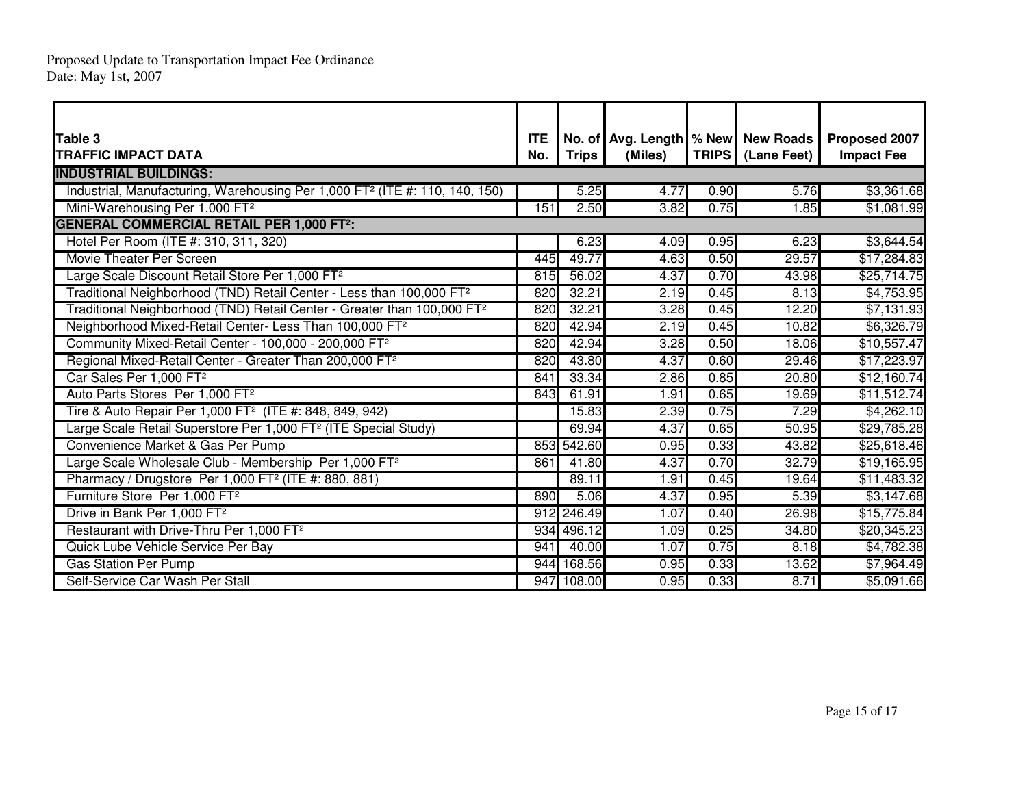Proposed Update to Transportation Impact Fee Ordinance
Date: May 1st, 2007

| Table 3<br>TRAFFIC IMPACT DATA | ITE No. | No. of Trips | Avg. Length (Miles) | % New TRIPS | New Roads (Lane Feet) | Proposed 2007 Impact Fee |
|---|---|---|---|---|---|---|
| **INDUSTRIAL BUILDINGS:** | | | | | | |
| Industrial, Manufacturing, Warehousing Per 1,000 FT² (ITE #: 110, 140, 150) | | 5.25 | 4.77 | 0.90 | 5.76 | $3,361.68 |
| Mini-Warehousing Per 1,000 FT² | 151 | 2.50 | 3.82 | 0.75 | 1.85 | $1,081.99 |
| **GENERAL COMMERCIAL RETAIL PER 1,000 FT²:** | | | | | | |
| Hotel Per Room (ITE #: 310, 311, 320) | | 6.23 | 4.09 | 0.95 | 6.23 | $3,644.54 |
| Movie Theater Per Screen | 445 | 49.77 | 4.63 | 0.50 | 29.57 | $17,284.83 |
| Large Scale Discount Retail Store Per 1,000 FT² | 815 | 56.02 | 4.37 | 0.70 | 43.98 | $25,714.75 |
| Traditional Neighborhood (TND) Retail Center - Less than 100,000 FT² | 820 | 32.21 | 2.19 | 0.45 | 8.13 | $4,753.95 |
| Traditional Neighborhood (TND) Retail Center - Greater than 100,000 FT² | 820 | 32.21 | 3.28 | 0.45 | 12.20 | $7,131.93 |
| Neighborhood Mixed-Retail Center- Less Than 100,000 FT² | 820 | 42.94 | 2.19 | 0.45 | 10.82 | $6,326.79 |
| Community Mixed-Retail Center - 100,000 - 200,000 FT² | 820 | 42.94 | 3.28 | 0.50 | 18.06 | $10,557.47 |
| Regional Mixed-Retail Center - Greater Than 200,000 FT² | 820 | 43.80 | 4.37 | 0.60 | 29.46 | $17,223.97 |
| Car Sales Per 1,000 FT² | 841 | 33.34 | 2.86 | 0.85 | 20.80 | $12,160.74 |
| Auto Parts Stores Per 1,000 FT² | 843 | 61.91 | 1.91 | 0.65 | 19.69 | $11,512.74 |
| Tire & Auto Repair Per 1,000 FT² (ITE #: 848, 849, 942) | | 15.83 | 2.39 | 0.75 | 7.29 | $4,262.10 |
| Large Scale Retail Superstore Per 1,000 FT² (ITE Special Study) | | 69.94 | 4.37 | 0.65 | 50.95 | $29,785.28 |
| Convenience Market & Gas Per Pump | 853 | 542.60 | 0.95 | 0.33 | 43.82 | $25,618.46 |
| Large Scale Wholesale Club - Membership Per 1,000 FT² | 861 | 41.80 | 4.37 | 0.70 | 32.79 | $19,165.95 |
| Pharmacy / Drugstore Per 1,000 FT² (ITE #: 880, 881) | | 89.11 | 1.91 | 0.45 | 19.64 | $11,483.32 |
| Furniture Store Per 1,000 FT² | 890 | 5.06 | 4.37 | 0.95 | 5.39 | $3,147.68 |
| Drive in Bank Per 1,000 FT² | 912 | 246.49 | 1.07 | 0.40 | 26.98 | $15,775.84 |
| Restaurant with Drive-Thru Per 1,000 FT² | 934 | 496.12 | 1.09 | 0.25 | 34.80 | $20,345.23 |
| Quick Lube Vehicle Service Per Bay | 941 | 40.00 | 1.07 | 0.75 | 8.18 | $4,782.38 |
| Gas Station Per Pump | 944 | 168.56 | 0.95 | 0.33 | 13.62 | $7,964.49 |
| Self-Service Car Wash Per Stall | 947 | 108.00 | 0.95 | 0.33 | 8.71 | $5,091.66 |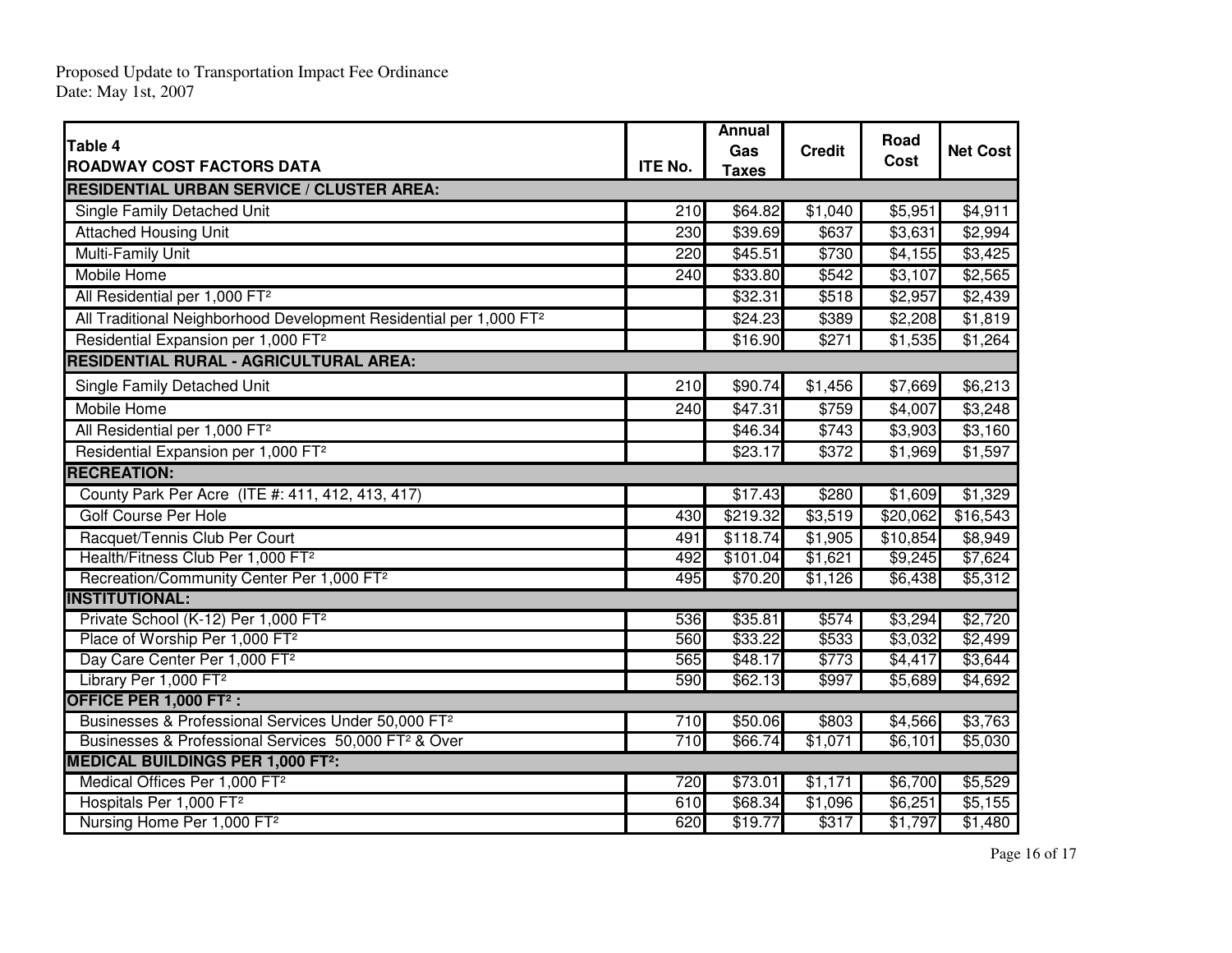Proposed Update to Transportation Impact Fee Ordinance
Date: May 1st, 2007

| Table 4<br>ROADWAY COST FACTORS DATA | ITE No. | Annual Gas Taxes | Credit | Road Cost | Net Cost |
|---|---|---|---|---|---|
| **RESIDENTIAL URBAN SERVICE / CLUSTER AREA:** | | | | | |
| Single Family Detached Unit | 210 | $64.82 | $1,040 | $5,951 | $4,911 |
| Attached Housing Unit | 230 | $39.69 | $637 | $3,631 | $2,994 |
| Multi-Family Unit | 220 | $45.51 | $730 | $4,155 | $3,425 |
| Mobile Home | 240 | $33.80 | $542 | $3,107 | $2,565 |
| All Residential per 1,000 FT² | | $32.31 | $518 | $2,957 | $2,439 |
| All Traditional Neighborhood Development Residential per 1,000 FT² | | $24.23 | $389 | $2,208 | $1,819 |
| Residential Expansion per 1,000 FT² | | $16.90 | $271 | $1,535 | $1,264 |
| **RESIDENTIAL RURAL - AGRICULTURAL AREA:** | | | | | |
| Single Family Detached Unit | 210 | $90.74 | $1,456 | $7,669 | $6,213 |
| Mobile Home | 240 | $47.31 | $759 | $4,007 | $3,248 |
| All Residential per 1,000 FT² | | $46.34 | $743 | $3,903 | $3,160 |
| Residential Expansion per 1,000 FT² | | $23.17 | $372 | $1,969 | $1,597 |
| **RECREATION:** | | | | | |
| County Park Per Acre (ITE #: 411, 412, 413, 417) | | $17.43 | $280 | $1,609 | $1,329 |
| Golf Course Per Hole | 430 | $219.32 | $3,519 | $20,062 | $16,543 |
| Racquet/Tennis Club Per Court | 491 | $118.74 | $1,905 | $10,854 | $8,949 |
| Health/Fitness Club Per 1,000 FT² | 492 | $101.04 | $1,621 | $9,245 | $7,624 |
| Recreation/Community Center Per 1,000 FT² | 495 | $70.20 | $1,126 | $6,438 | $5,312 |
| **INSTITUTIONAL:** | | | | | |
| Private School (K-12) Per 1,000 FT² | 536 | $35.81 | $574 | $3,294 | $2,720 |
| Place of Worship Per 1,000 FT² | 560 | $33.22 | $533 | $3,032 | $2,499 |
| Day Care Center Per 1,000 FT² | 565 | $48.17 | $773 | $4,417 | $3,644 |
| Library Per 1,000 FT² | 590 | $62.13 | $997 | $5,689 | $4,692 |
| **OFFICE PER 1,000 FT² :** | | | | | |
| Businesses & Professional Services Under 50,000 FT² | 710 | $50.06 | $803 | $4,566 | $3,763 |
| Businesses & Professional Services 50,000 FT² & Over | 710 | $66.74 | $1,071 | $6,101 | $5,030 |
| **MEDICAL BUILDINGS PER 1,000 FT²:** | | | | | |
| Medical Offices Per 1,000 FT² | 720 | $73.01 | $1,171 | $6,700 | $5,529 |
| Hospitals Per 1,000 FT² | 610 | $68.34 | $1,096 | $6,251 | $5,155 |
| Nursing Home Per 1,000 FT² | 620 | $19.77 | $317 | $1,797 | $1,480 |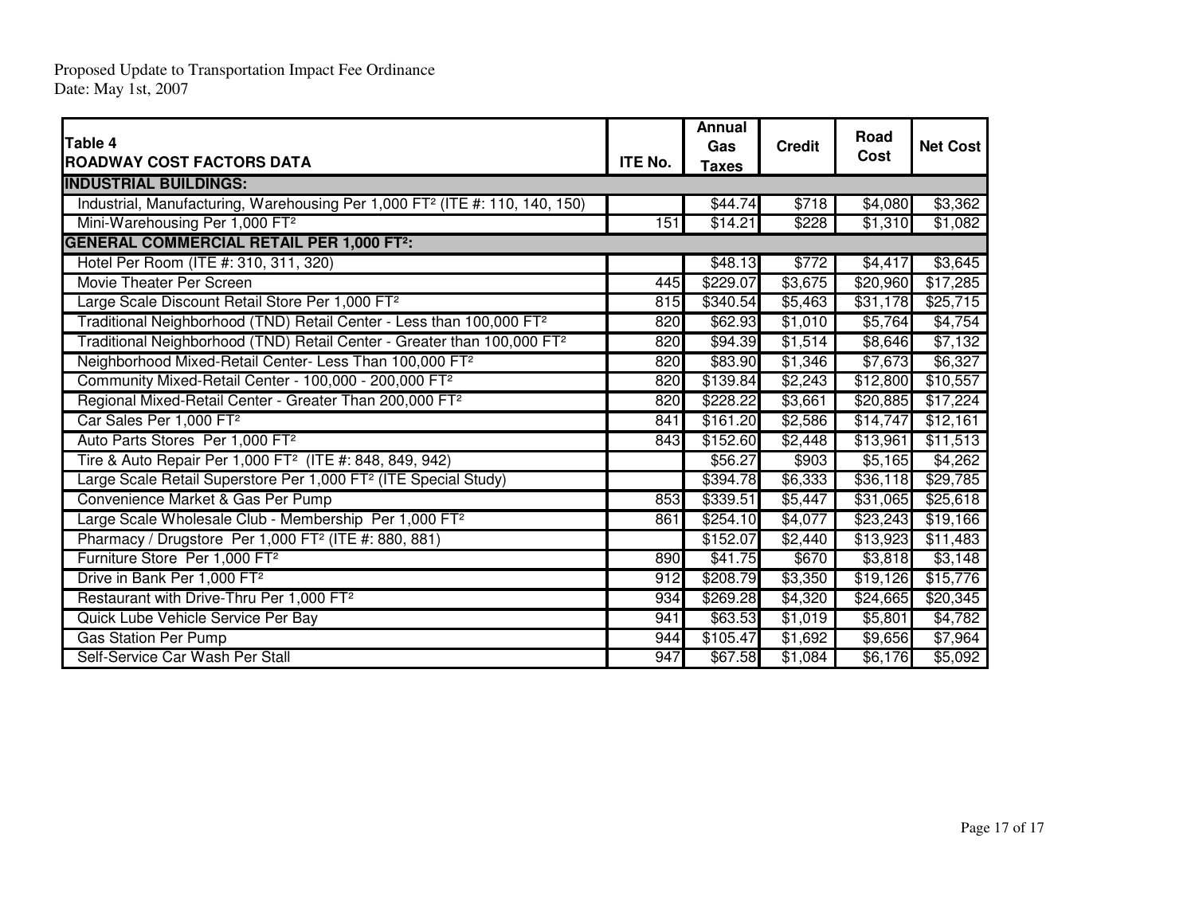Proposed Update to Transportation Impact Fee Ordinance
Date: May 1st, 2007

| Table 4<br>ROADWAY COST FACTORS DATA | ITE No. | Annual Gas Taxes | Credit | Road Cost | Net Cost |
|---|---|---|---|---|---|
| **INDUSTRIAL BUILDINGS:** | | | | | |
| Industrial, Manufacturing, Warehousing Per 1,000 FT² (ITE #: 110, 140, 150) | | $44.74 | $718 | $4,080 | $3,362 |
| Mini-Warehousing Per 1,000 FT² | 151 | $14.21 | $228 | $1,310 | $1,082 |
| **GENERAL COMMERCIAL RETAIL PER 1,000 FT²:** | | | | | |
| Hotel Per Room (ITE #: 310, 311, 320) | | $48.13 | $772 | $4,417 | $3,645 |
| Movie Theater Per Screen | 445 | $229.07 | $3,675 | $20,960 | $17,285 |
| Large Scale Discount Retail Store Per 1,000 FT² | 815 | $340.54 | $5,463 | $31,178 | $25,715 |
| Traditional Neighborhood (TND) Retail Center - Less than 100,000 FT² | 820 | $62.93 | $1,010 | $5,764 | $4,754 |
| Traditional Neighborhood (TND) Retail Center - Greater than 100,000 FT² | 820 | $94.39 | $1,514 | $8,646 | $7,132 |
| Neighborhood Mixed-Retail Center- Less Than 100,000 FT² | 820 | $83.90 | $1,346 | $7,673 | $6,327 |
| Community Mixed-Retail Center - 100,000 - 200,000 FT² | 820 | $139.84 | $2,243 | $12,800 | $10,557 |
| Regional Mixed-Retail Center - Greater Than 200,000 FT² | 820 | $228.22 | $3,661 | $20,885 | $17,224 |
| Car Sales Per 1,000 FT² | 841 | $161.20 | $2,586 | $14,747 | $12,161 |
| Auto Parts Stores Per 1,000 FT² | 843 | $152.60 | $2,448 | $13,961 | $11,513 |
| Tire & Auto Repair Per 1,000 FT² (ITE #: 848, 849, 942) | | $56.27 | $903 | $5,165 | $4,262 |
| Large Scale Retail Superstore Per 1,000 FT² (ITE Special Study) | | $394.78 | $6,333 | $36,118 | $29,785 |
| Convenience Market & Gas Per Pump | 853 | $339.51 | $5,447 | $31,065 | $25,618 |
| Large Scale Wholesale Club - Membership Per 1,000 FT² | 861 | $254.10 | $4,077 | $23,243 | $19,166 |
| Pharmacy / Drugstore Per 1,000 FT² (ITE #: 880, 881) | | $152.07 | $2,440 | $13,923 | $11,483 |
| Furniture Store Per 1,000 FT² | 890 | $41.75 | $670 | $3,818 | $3,148 |
| Drive in Bank Per 1,000 FT² | 912 | $208.79 | $3,350 | $19,126 | $15,776 |
| Restaurant with Drive-Thru Per 1,000 FT² | 934 | $269.28 | $4,320 | $24,665 | $20,345 |
| Quick Lube Vehicle Service Per Bay | 941 | $63.53 | $1,019 | $5,801 | $4,782 |
| Gas Station Per Pump | 944 | $105.47 | $1,692 | $9,656 | $7,964 |
| Self-Service Car Wash Per Stall | 947 | $67.58 | $1,084 | $6,176 | $5,092 |